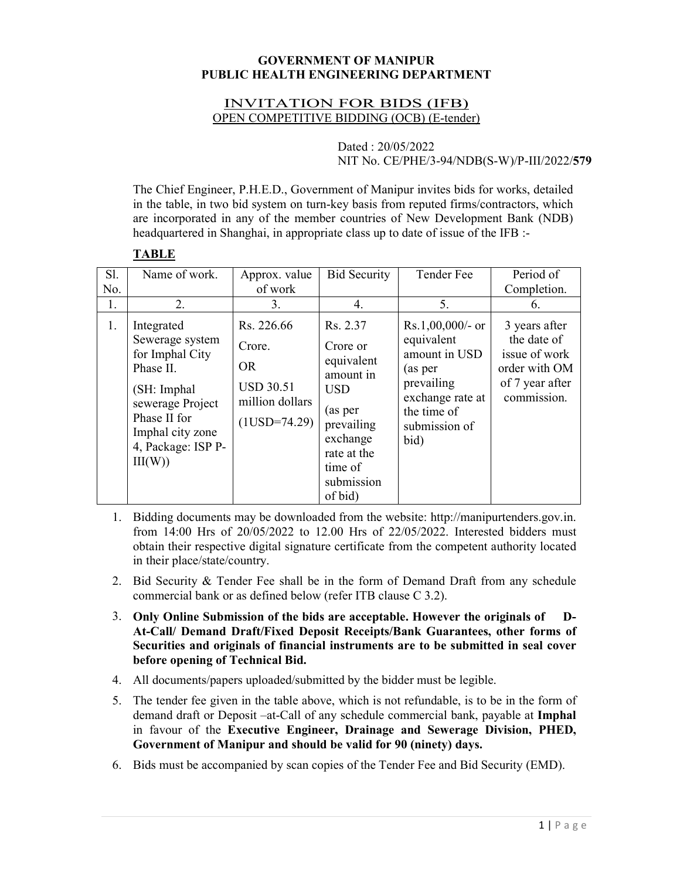**GOVERNMENT OF MANIPUR**
**PUBLIC HEALTH ENGINEERING DEPARTMENT**

INVITATION FOR BIDS (IFB)
OPEN COMPETITIVE BIDDING (OCB) (E-tender)

Dated : 20/05/2022
NIT No. CE/PHE/3-94/NDB(S-W)/P-III/2022/**579**

The Chief Engineer, P.H.E.D., Government of Manipur invites bids for works, detailed in the table, in two bid system on turn-key basis from reputed firms/contractors, which are incorporated in any of the member countries of New Development Bank (NDB) headquartered in Shanghai, in appropriate class up to date of issue of the IFB :-

**TABLE**

| Sl. No. | Name of work. | Approx. value of work | Bid Security | Tender Fee | Period of Completion. |
|---|---|---|---|---|---|
| 1. | 2. | 3. | 4. | 5. | 6. |
| 1. | Integrated Sewerage system for Imphal City Phase II. (SH: Imphal sewerage Project Phase II for Imphal city zone 4, Package: ISP P-III(W)) | Rs. 226.66 Crore. OR USD 30.51 million dollars (1USD=74.29) | Rs. 2.37 Crore or equivalent amount in USD (as per prevailing exchange rate at the time of submission of bid) | Rs.1,00,000/- or equivalent amount in USD (as per prevailing exchange rate at the time of submission of bid) | 3 years after the date of issue of work order with OM of 7 year after commission. |

1. Bidding documents may be downloaded from the website: http://manipurtenders.gov.in. from 14:00 Hrs of 20/05/2022 to 12.00 Hrs of 22/05/2022. Interested bidders must obtain their respective digital signature certificate from the competent authority located in their place/state/country.
2. Bid Security & Tender Fee shall be in the form of Demand Draft from any schedule commercial bank or as defined below (refer ITB clause C 3.2).
3. **Only Online Submission of the bids are acceptable. However the originals of D-At-Call/ Demand Draft/Fixed Deposit Receipts/Bank Guarantees, other forms of Securities and originals of financial instruments are to be submitted in seal cover before opening of Technical Bid.**
4. All documents/papers uploaded/submitted by the bidder must be legible.
5. The tender fee given in the table above, which is not refundable, is to be in the form of demand draft or Deposit –at-Call of any schedule commercial bank, payable at **Imphal** in favour of the **Executive Engineer, Drainage and Sewerage Division, PHED, Government of Manipur and should be valid for 90 (ninety) days.**
6. Bids must be accompanied by scan copies of the Tender Fee and Bid Security (EMD).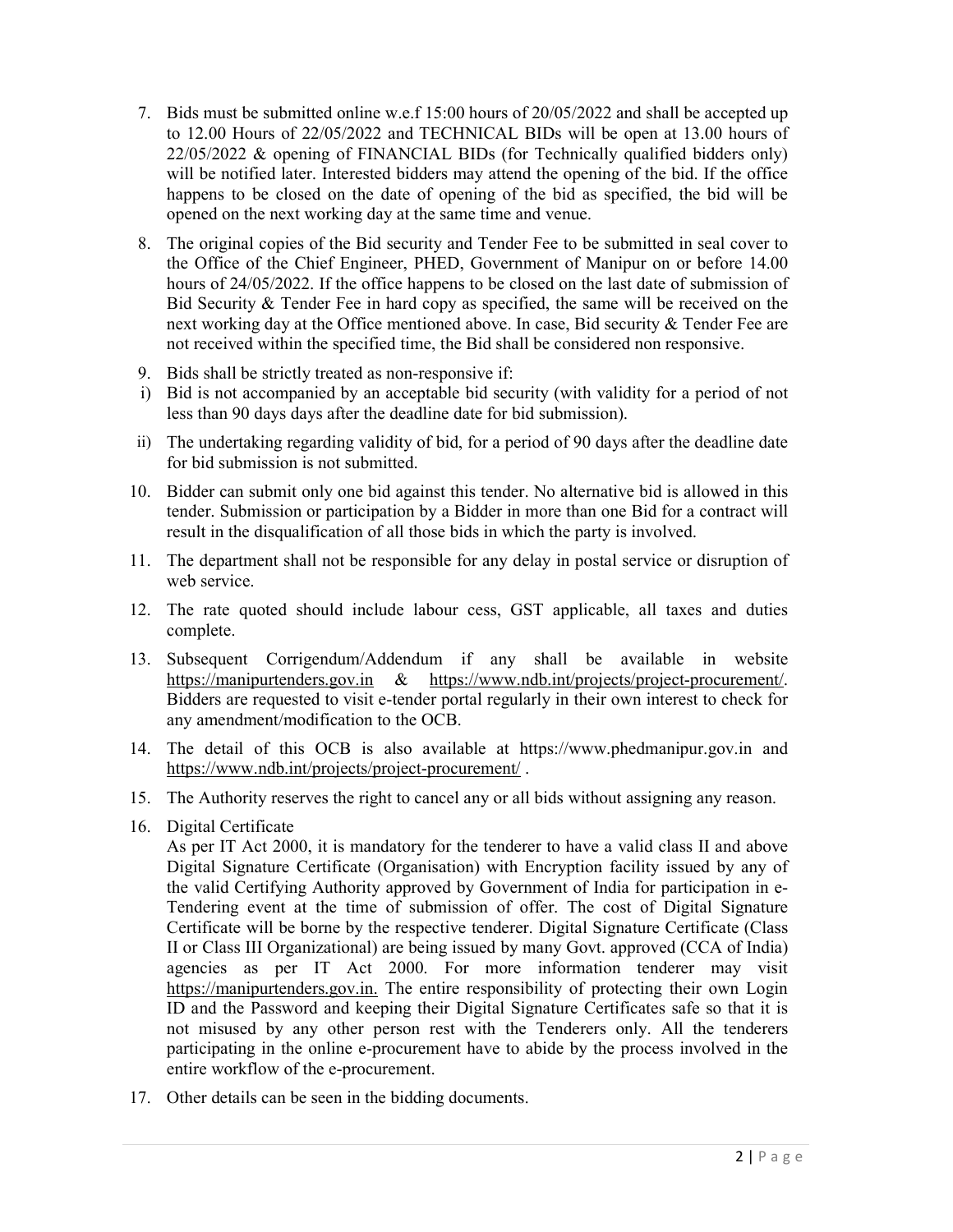7. Bids must be submitted online w.e.f 15:00 hours of 20/05/2022 and shall be accepted up to 12.00 Hours of 22/05/2022 and TECHNICAL BIDs will be open at 13.00 hours of 22/05/2022 & opening of FINANCIAL BIDs (for Technically qualified bidders only) will be notified later. Interested bidders may attend the opening of the bid. If the office happens to be closed on the date of opening of the bid as specified, the bid will be opened on the next working day at the same time and venue.

8. The original copies of the Bid security and Tender Fee to be submitted in seal cover to the Office of the Chief Engineer, PHED, Government of Manipur on or before 14.00 hours of 24/05/2022. If the office happens to be closed on the last date of submission of Bid Security & Tender Fee in hard copy as specified, the same will be received on the next working day at the Office mentioned above. In case, Bid security & Tender Fee are not received within the specified time, the Bid shall be considered non responsive.

9. Bids shall be strictly treated as non-responsive if:

   i) Bid is not accompanied by an acceptable bid security (with validity for a period of not less than 90 days days after the deadline date for bid submission).

   ii) The undertaking regarding validity of bid, for a period of 90 days after the deadline date for bid submission is not submitted.

10. Bidder can submit only one bid against this tender. No alternative bid is allowed in this tender. Submission or participation by a Bidder in more than one Bid for a contract will result in the disqualification of all those bids in which the party is involved.

11. The department shall not be responsible for any delay in postal service or disruption of web service.

12. The rate quoted should include labour cess, GST applicable, all taxes and duties complete.

13. Subsequent Corrigendum/Addendum if any shall be available in website https://manipurtenders.gov.in & https://www.ndb.int/projects/project-procurement/. Bidders are requested to visit e-tender portal regularly in their own interest to check for any amendment/modification to the OCB.

14. The detail of this OCB is also available at https://www.phedmanipur.gov.in and https://www.ndb.int/projects/project-procurement/ .

15. The Authority reserves the right to cancel any or all bids without assigning any reason.

16. Digital Certificate

    As per IT Act 2000, it is mandatory for the tenderer to have a valid class II and above Digital Signature Certificate (Organisation) with Encryption facility issued by any of the valid Certifying Authority approved by Government of India for participation in e-Tendering event at the time of submission of offer. The cost of Digital Signature Certificate will be borne by the respective tenderer. Digital Signature Certificate (Class II or Class III Organizational) are being issued by many Govt. approved (CCA of India) agencies as per IT Act 2000. For more information tenderer may visit https://manipurtenders.gov.in. The entire responsibility of protecting their own Login ID and the Password and keeping their Digital Signature Certificates safe so that it is not misused by any other person rest with the Tenderers only. All the tenderers participating in the online e-procurement have to abide by the process involved in the entire workflow of the e-procurement.

17. Other details can be seen in the bidding documents.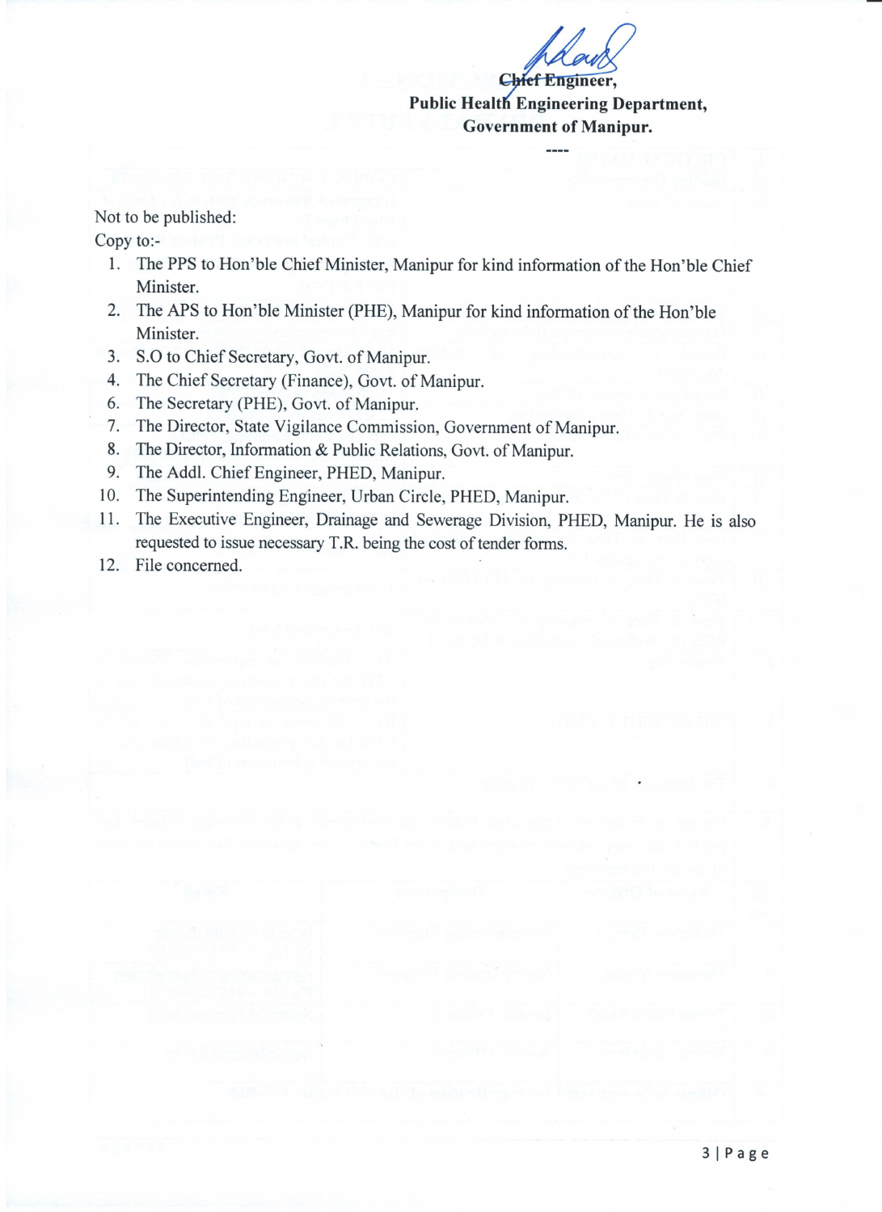Chief Engineer,
**Public Health Engineering Department,**
**Government of Manipur.**

----

Not to be published:

Copy to:-

1. The PPS to Hon'ble Chief Minister, Manipur for kind information of the Hon'ble Chief Minister.
2. The APS to Hon'ble Minister (PHE), Manipur for kind information of the Hon'ble Minister.
3. S.O to Chief Secretary, Govt. of Manipur.
4. The Chief Secretary (Finance), Govt. of Manipur.
6. The Secretary (PHE), Govt. of Manipur.
7. The Director, State Vigilance Commission, Government of Manipur.
8. The Director, Information & Public Relations, Govt. of Manipur.
9. The Addl. Chief Engineer, PHED, Manipur.
10. The Superintending Engineer, Urban Circle, PHED, Manipur.
11. The Executive Engineer, Drainage and Sewerage Division, PHED, Manipur. He is also requested to issue necessary T.R. being the cost of tender forms.
12. File concerned.